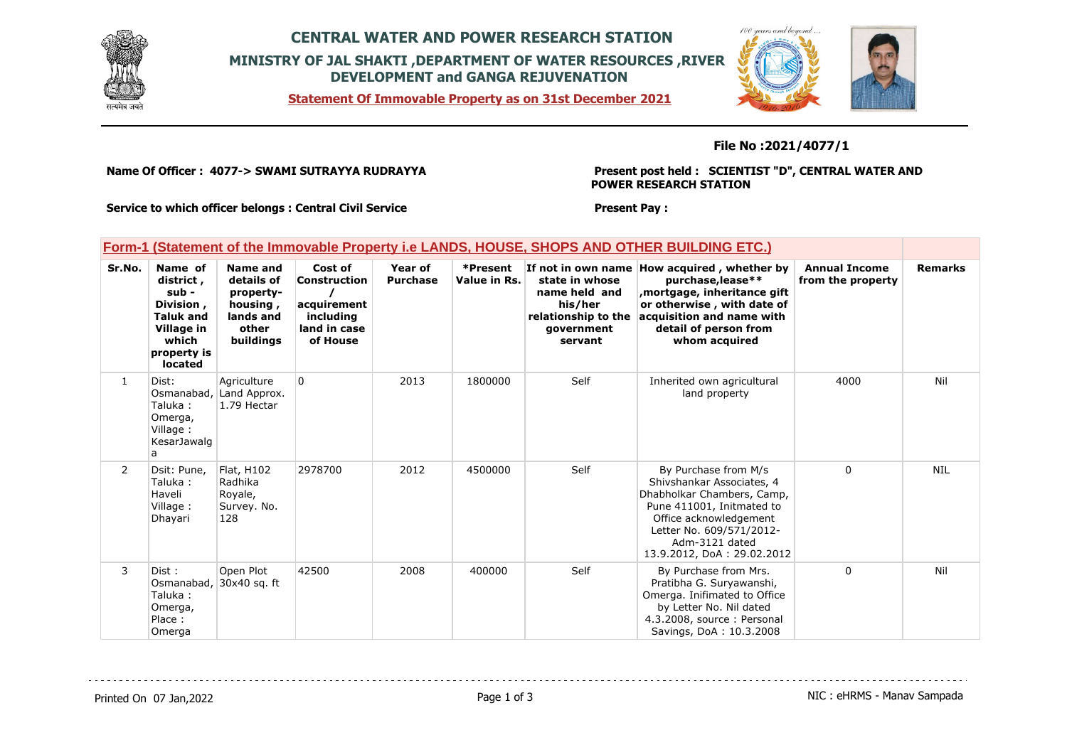# CENTRAL WATER AND POWER RESEARCH STATION

## MINISTRY OF JAL SHAKTI ,DEPARTMENT OF WATER RESOURCES ,RIVER DEVELOPMENT and GANGA REJUVENATION

**Statement Of Immovable Property as on 31st December 2021**

**File No :2021/4077/1**

**Name Of Officer : 4077-> SWAMI SUTRAYYA RUDRAYYA**

**Present post held : SCIENTIST "D", CENTRAL WATER AND POWER RESEARCH STATION**

**Service to which officer belongs : Central Civil Service**

**Present Pay :**

### Form-1 (Statement of the Immovable Property i.e LANDS, HOUSE, SHOPS AND OTHER BUILDING ETC.)

| Sr.No. | Name of district , sub - Division , Taluk and Village in which property is located | Name and details of property-housing , lands and other buildings | Cost of Construction / acquirement including land in case of House | Year of Purchase | *Present Value in Rs. | If not in own name state in whose name held and his/her relationship to the government servant | How acquired , whether by purchase,lease** ,mortgage, inheritance gift or otherwise , with date of acquisition and name with detail of person from whom acquired | Annual Income from the property | Remarks |
|---|---|---|---|---|---|---|---|---|---|
| 1 | Dist: Osmanabad, Taluka : Omerga, Village : KesarJawalga | Agriculture Land Approx. 1.79 Hectar | 0 | 2013 | 1800000 | Self | Inherited own agricultural land property | 4000 | Nil |
| 2 | Dsit: Pune, Taluka : Haveli Village : Dhayari | Flat, H102 Radhika Royale, Survey. No. 128 | 2978700 | 2012 | 4500000 | Self | By Purchase from M/s Shivshankar Associates, 4 Dhabholkar Chambers, Camp, Pune 411001, Initmated to Office acknowledgement Letter No. 609/571/2012-Adm-3121 dated 13.9.2012, DoA : 29.02.2012 | 0 | NIL |
| 3 | Dist : Osmanabad, Taluka : Omerga, Place : Omerga | Open Plot 30x40 sq. ft | 42500 | 2008 | 400000 | Self | By Purchase from Mrs. Pratibha G. Suryawanshi, Omerga. Inifimated to Office by Letter No. Nil dated 4.3.2008, source : Personal Savings, DoA : 10.3.2008 | 0 | Nil |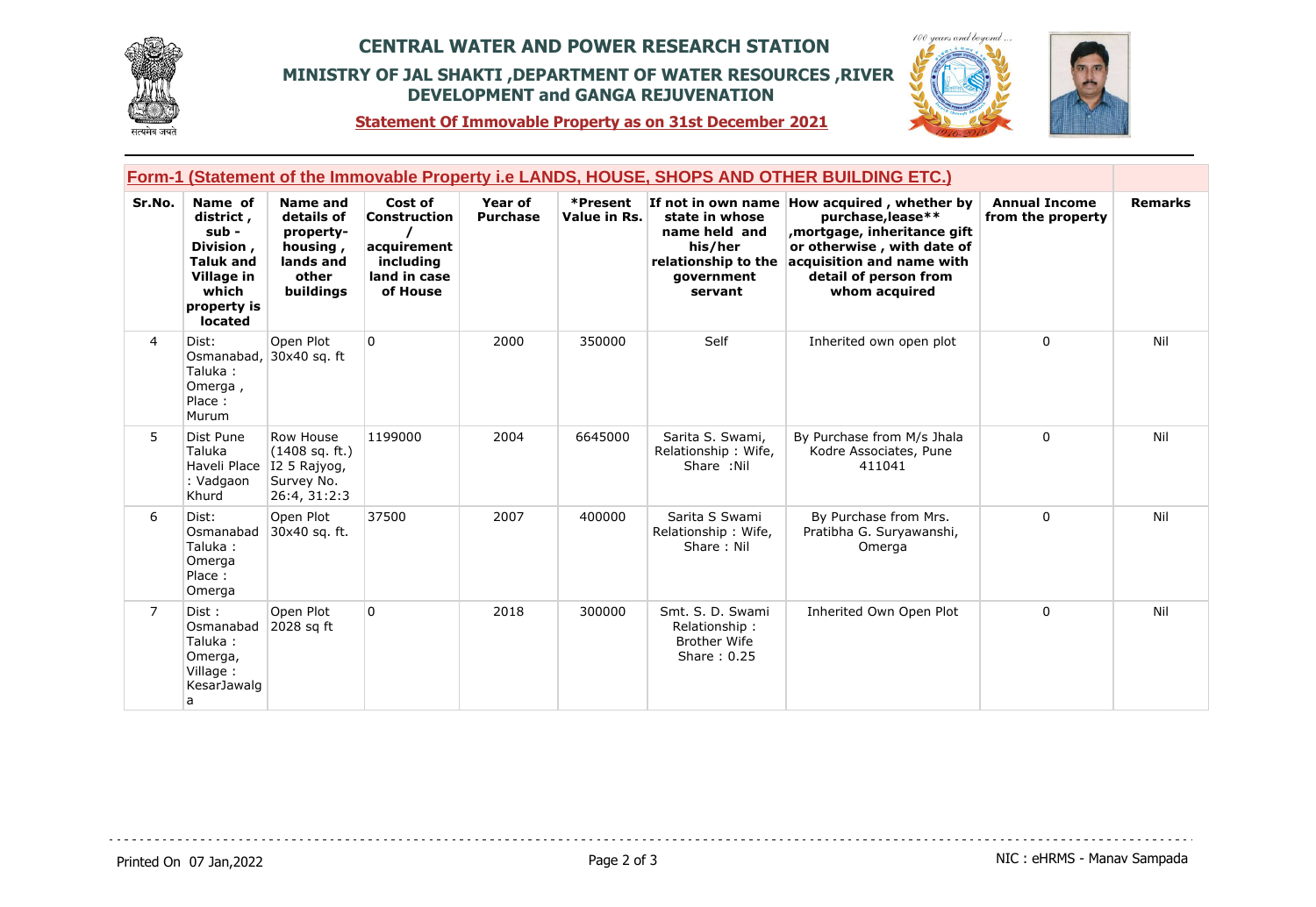# CENTRAL WATER AND POWER RESEARCH STATION

## MINISTRY OF JAL SHAKTI ,DEPARTMENT OF WATER RESOURCES ,RIVER DEVELOPMENT and GANGA REJUVENATION

**Statement Of Immovable Property as on 31st December 2021**

### Form-1 (Statement of the Immovable Property i.e LANDS, HOUSE, SHOPS AND OTHER BUILDING ETC.)

| Sr.No. | Name of district , sub - Division , Taluk and Village in which property is located | Name and details of property-housing , lands and other buildings | Cost of Construction / acquirement including land in case of House | Year of Purchase | *Present Value in Rs. | If not in own name state in whose name held and his/her relationship to the government servant | How acquired , whether by purchase,lease** ,mortgage, inheritance gift or otherwise , with date of acquisition and name with detail of person from whom acquired | Annual Income from the property | Remarks |
|---|---|---|---|---|---|---|---|---|---|
| 4 | Dist: Osmanabad, Taluka : Omerga , Place : Murum | Open Plot 30x40 sq. ft | 0 | 2000 | 350000 | Self | Inherited own open plot | 0 | Nil |
| 5 | Dist Pune Taluka Haveli Place : Vadgaon Khurd | Row House (1408 sq. ft.) I2 5 Rajyog, Survey No. 26:4, 31:2:3 | 1199000 | 2004 | 6645000 | Sarita S. Swami, Relationship : Wife, Share :Nil | By Purchase from M/s Jhala Kodre Associates, Pune 411041 | 0 | Nil |
| 6 | Dist: Osmanabad Taluka : Omerga Place : Omerga | Open Plot 30x40 sq. ft. | 37500 | 2007 | 400000 | Sarita S Swami Relationship : Wife, Share : Nil | By Purchase from Mrs. Pratibha G. Suryawanshi, Omerga | 0 | Nil |
| 7 | Dist : Osmanabad Taluka : Omerga, Village : KesarJawalga | Open Plot 2028 sq ft | 0 | 2018 | 300000 | Smt. S. D. Swami Relationship : Brother Wife Share : 0.25 | Inherited Own Open Plot | 0 | Nil |

Printed On 07 Jan,2022

NIC : eHRMS - Manav Sampada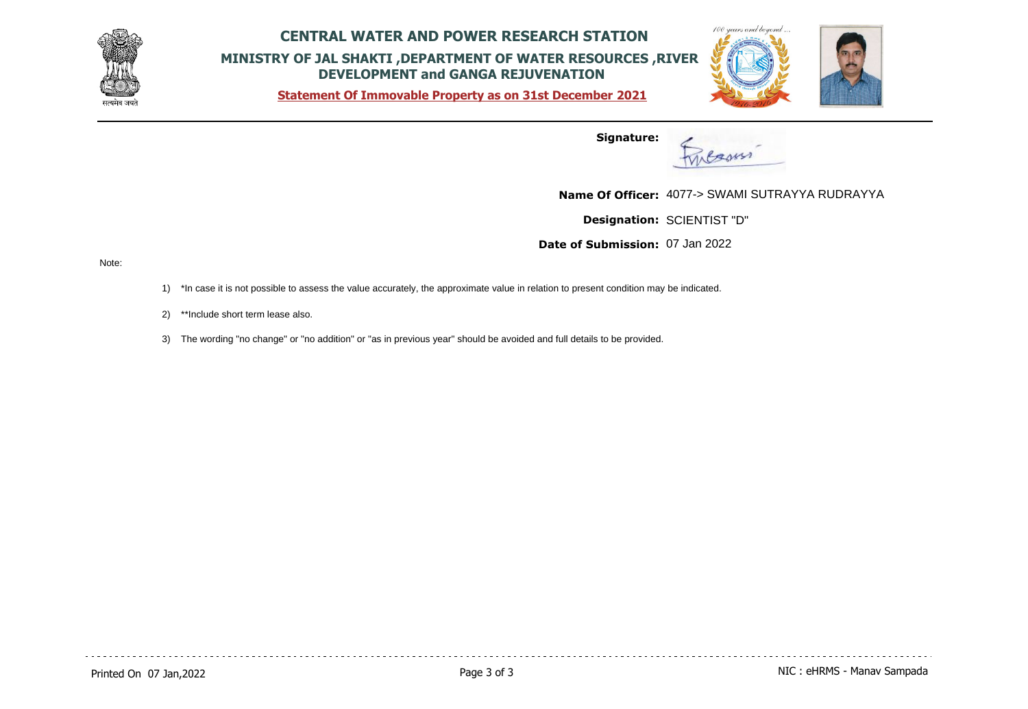# CENTRAL WATER AND POWER RESEARCH STATION

## MINISTRY OF JAL SHAKTI ,DEPARTMENT OF WATER RESOURCES ,RIVER DEVELOPMENT and GANGA REJUVENATION

**Statement Of Immovable Property as on 31st December 2021**

**Signature:**

**Name Of Officer:** 4077-> SWAMI SUTRAYYA RUDRAYYA

**Designation:** SCIENTIST "D"

**Date of Submission:** 07 Jan 2022

Note:

1) *In case it is not possible to assess the value accurately, the approximate value in relation to present condition may be indicated.

2) **Include short term lease also.

3) The wording "no change" or "no addition" or "as in previous year" should be avoided and full details to be provided.